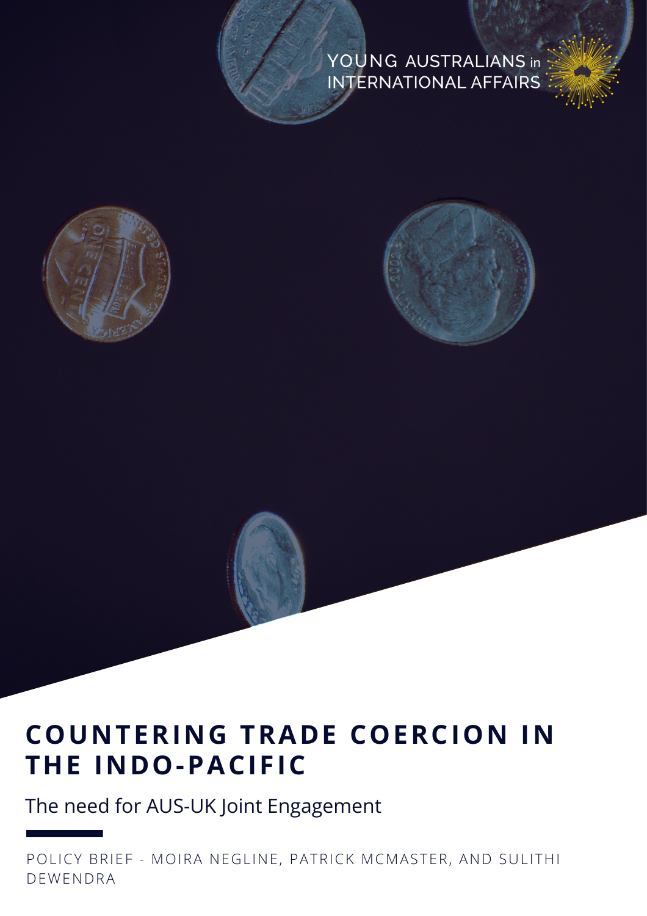YOUNG AUSTRALIANS in INTERNATIONAL AFFAIRS

# COUNTERING TRADE COERCION IN THE INDO-PACIFIC

The need for AUS-UK Joint Engagement

POLICY BRIEF - MOIRA NEGLINE, PATRICK MCMASTER, AND SULITHI DEWENDRA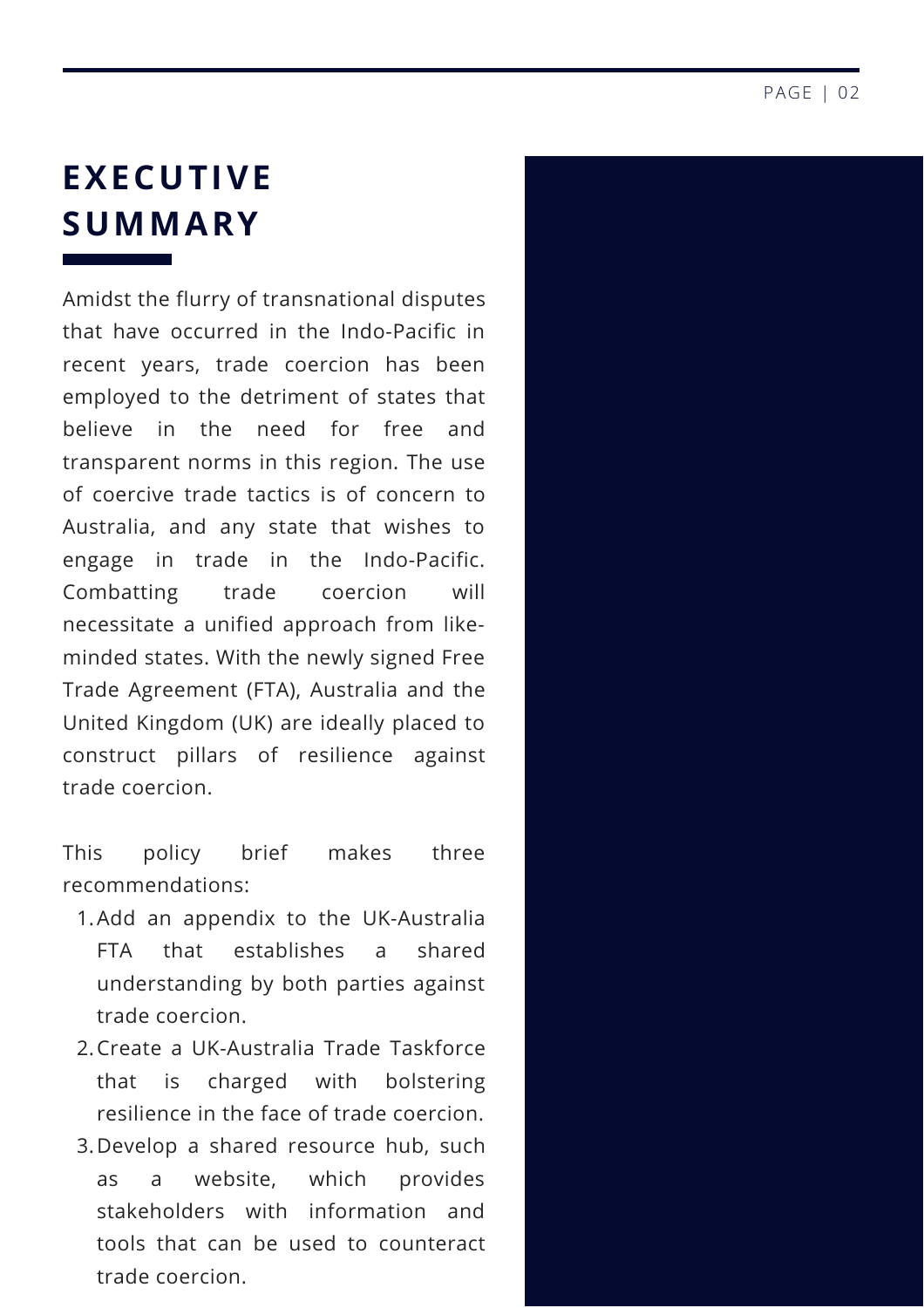# EXECUTIVE SUMMARY

Amidst the flurry of transnational disputes that have occurred in the Indo-Pacific in recent years, trade coercion has been employed to the detriment of states that believe in the need for free and transparent norms in this region. The use of coercive trade tactics is of concern to Australia, and any state that wishes to engage in trade in the Indo-Pacific. Combatting trade coercion will necessitate a unified approach from like-minded states. With the newly signed Free Trade Agreement (FTA), Australia and the United Kingdom (UK) are ideally placed to construct pillars of resilience against trade coercion.

This policy brief makes three recommendations:

1. Add an appendix to the UK-Australia FTA that establishes a shared understanding by both parties against trade coercion.
2. Create a UK-Australia Trade Taskforce that is charged with bolstering resilience in the face of trade coercion.
3. Develop a shared resource hub, such as a website, which provides stakeholders with information and tools that can be used to counteract trade coercion.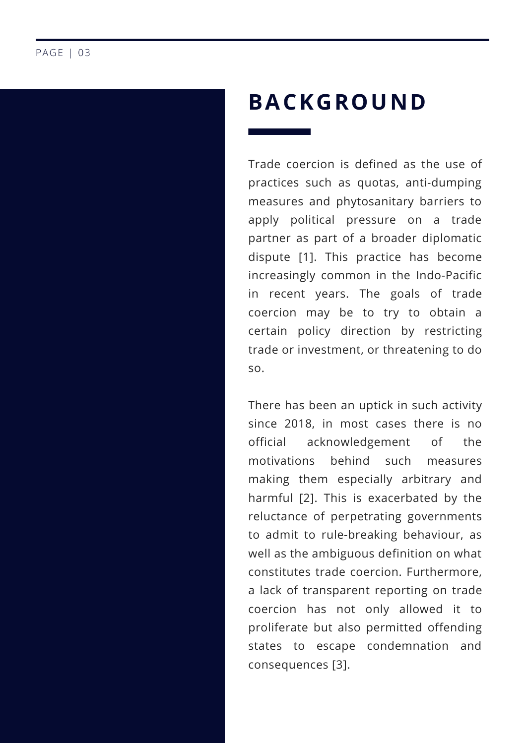# BACKGROUND

Trade coercion is defined as the use of practices such as quotas, anti-dumping measures and phytosanitary barriers to apply political pressure on a trade partner as part of a broader diplomatic dispute [1]. This practice has become increasingly common in the Indo-Pacific in recent years. The goals of trade coercion may be to try to obtain a certain policy direction by restricting trade or investment, or threatening to do so.

There has been an uptick in such activity since 2018, in most cases there is no official acknowledgement of the motivations behind such measures making them especially arbitrary and harmful [2]. This is exacerbated by the reluctance of perpetrating governments to admit to rule-breaking behaviour, as well as the ambiguous definition on what constitutes trade coercion. Furthermore, a lack of transparent reporting on trade coercion has not only allowed it to proliferate but also permitted offending states to escape condemnation and consequences [3].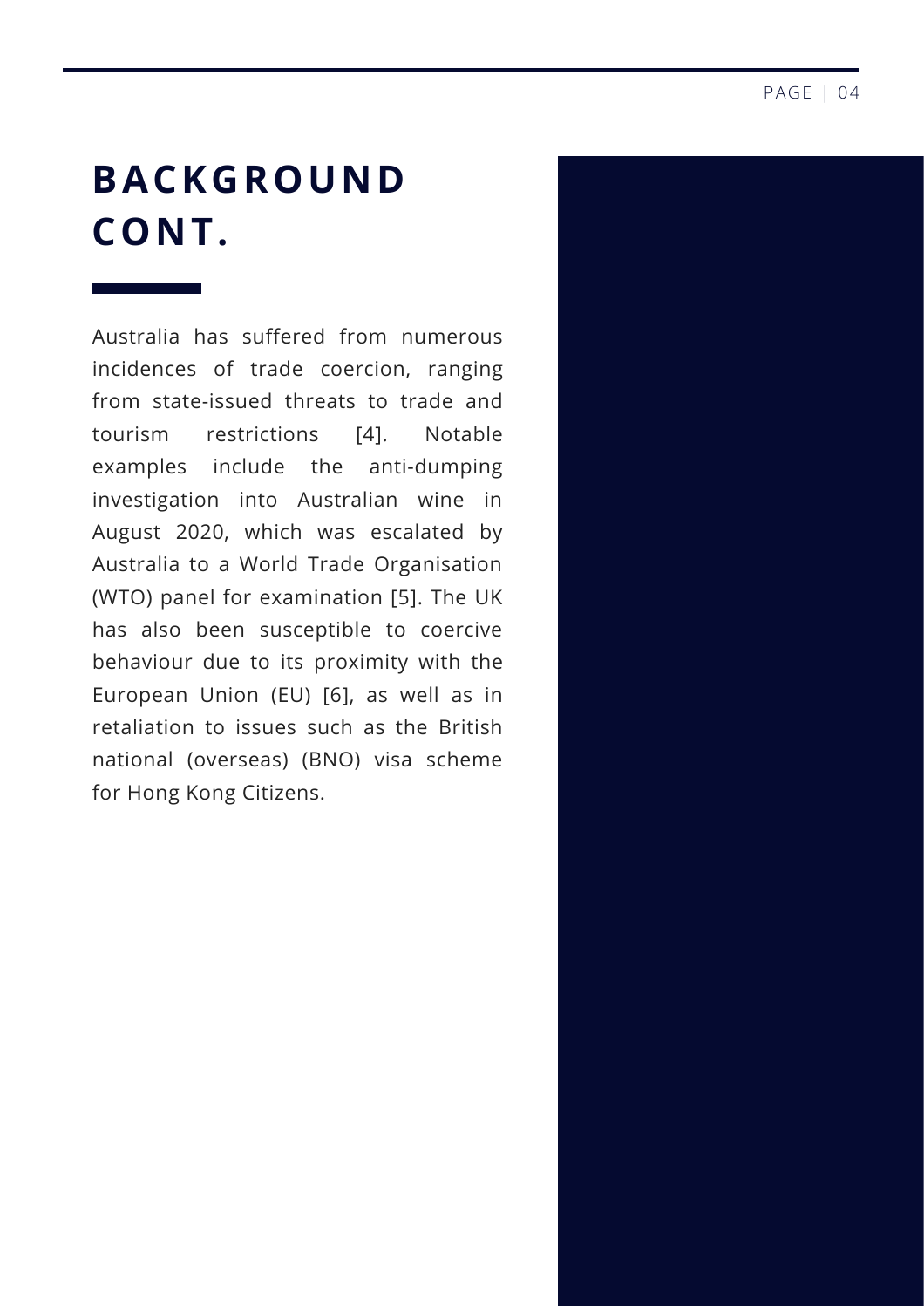# BACKGROUND CONT.

Australia has suffered from numerous incidences of trade coercion, ranging from state-issued threats to trade and tourism restrictions [4]. Notable examples include the anti-dumping investigation into Australian wine in August 2020, which was escalated by Australia to a World Trade Organisation (WTO) panel for examination [5]. The UK has also been susceptible to coercive behaviour due to its proximity with the European Union (EU) [6], as well as in retaliation to issues such as the British national (overseas) (BNO) visa scheme for Hong Kong Citizens.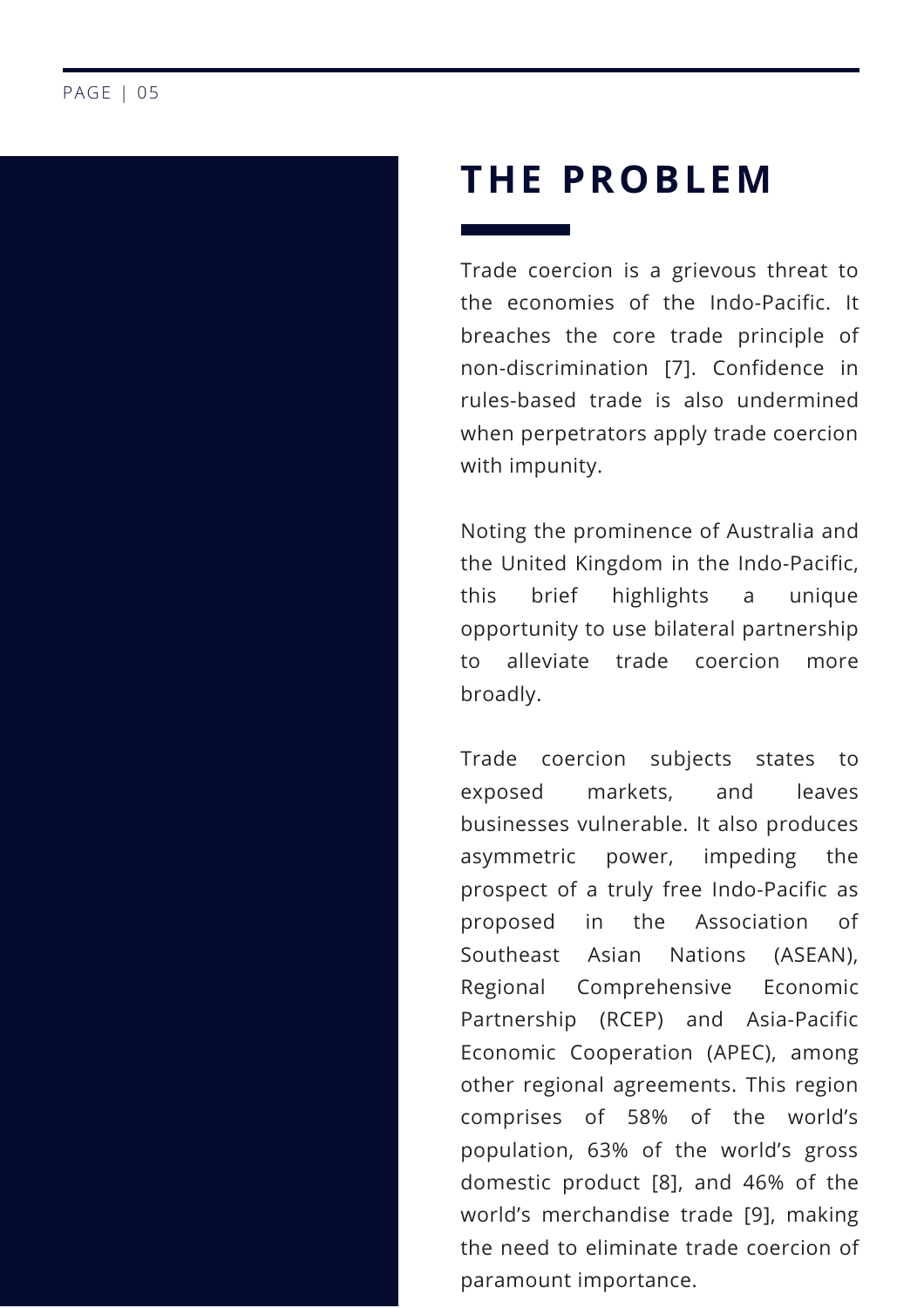## THE PROBLEM

Trade coercion is a grievous threat to the economies of the Indo-Pacific. It breaches the core trade principle of non-discrimination [7]. Confidence in rules-based trade is also undermined when perpetrators apply trade coercion with impunity.

Noting the prominence of Australia and the United Kingdom in the Indo-Pacific, this brief highlights a unique opportunity to use bilateral partnership to alleviate trade coercion more broadly.

Trade coercion subjects states to exposed markets, and leaves businesses vulnerable. It also produces asymmetric power, impeding the prospect of a truly free Indo-Pacific as proposed in the Association of Southeast Asian Nations (ASEAN), Regional Comprehensive Economic Partnership (RCEP) and Asia-Pacific Economic Cooperation (APEC), among other regional agreements. This region comprises of 58% of the world's population, 63% of the world's gross domestic product [8], and 46% of the world's merchandise trade [9], making the need to eliminate trade coercion of paramount importance.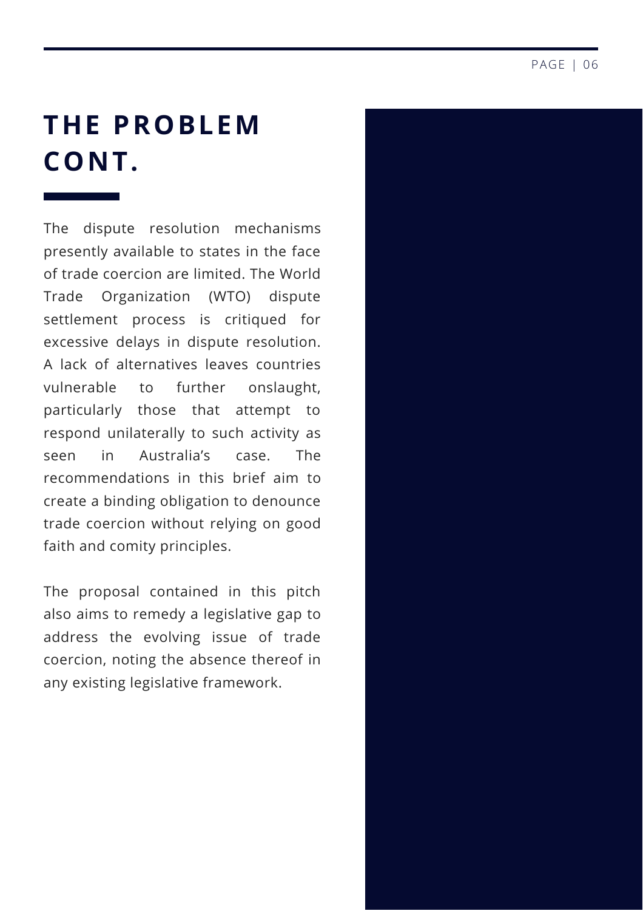# THE PROBLEM CONT.

The dispute resolution mechanisms presently available to states in the face of trade coercion are limited. The World Trade Organization (WTO) dispute settlement process is critiqued for excessive delays in dispute resolution. A lack of alternatives leaves countries vulnerable to further onslaught, particularly those that attempt to respond unilaterally to such activity as seen in Australia's case. The recommendations in this brief aim to create a binding obligation to denounce trade coercion without relying on good faith and comity principles.

The proposal contained in this pitch also aims to remedy a legislative gap to address the evolving issue of trade coercion, noting the absence thereof in any existing legislative framework.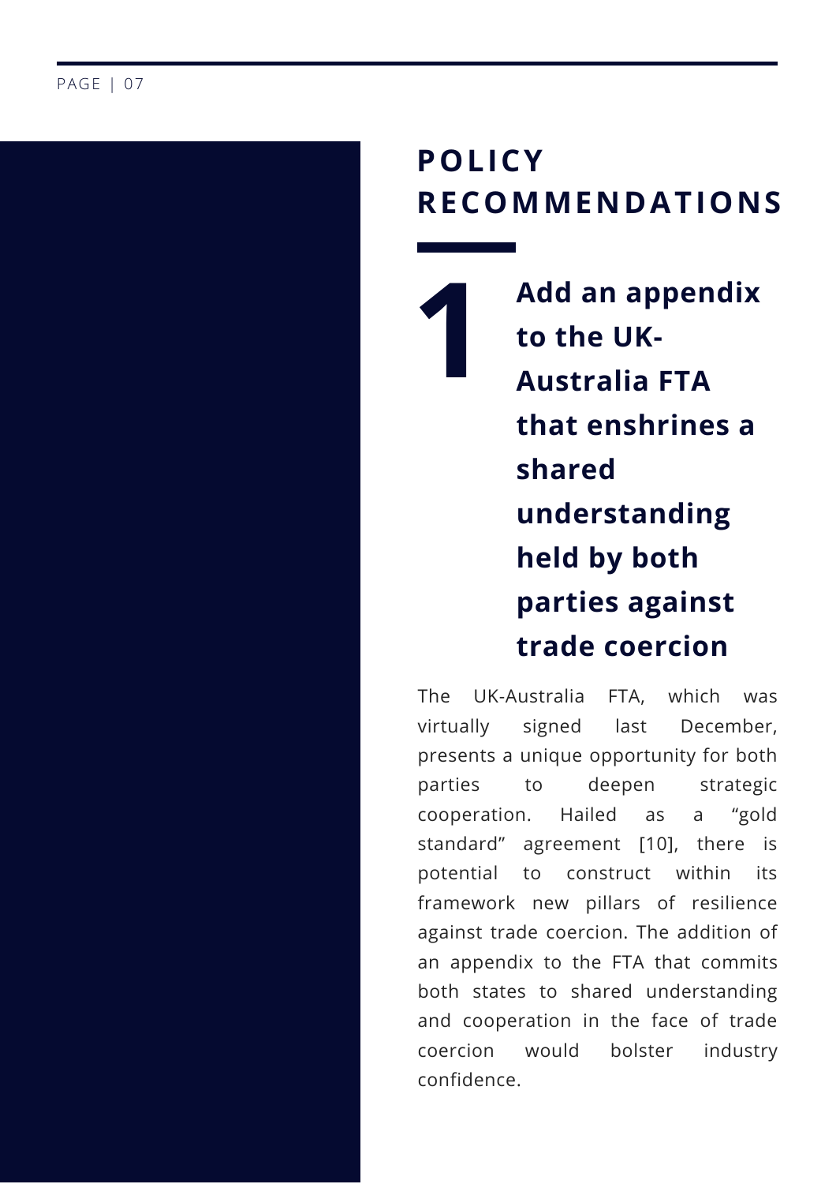# POLICY RECOMMENDATIONS

## 1 Add an appendix to the UK-Australia FTA that enshrines a shared understanding held by both parties against trade coercion

The UK-Australia FTA, which was virtually signed last December, presents a unique opportunity for both parties to deepen strategic cooperation. Hailed as a "gold standard" agreement [10], there is potential to construct within its framework new pillars of resilience against trade coercion. The addition of an appendix to the FTA that commits both states to shared understanding and cooperation in the face of trade coercion would bolster industry confidence.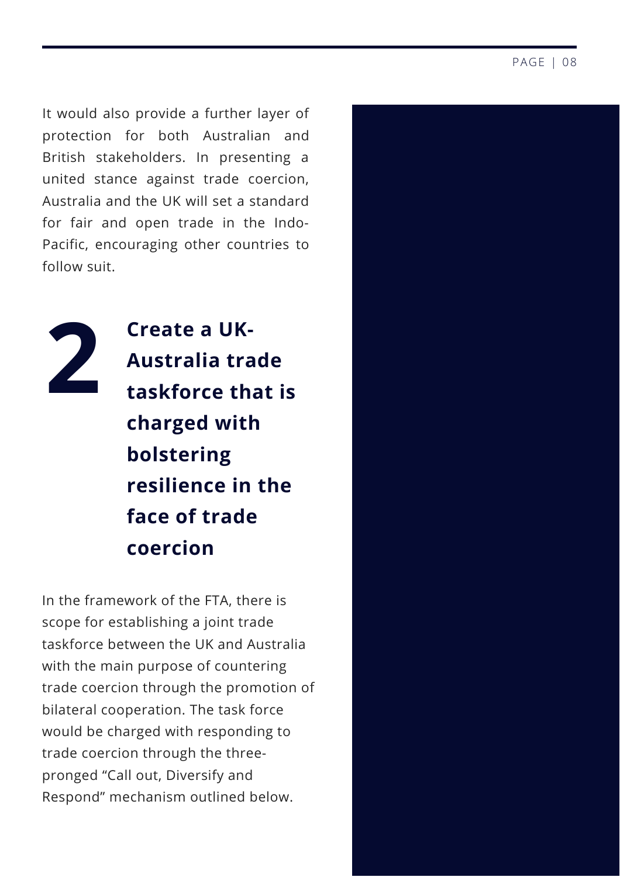It would also provide a further layer of protection for both Australian and British stakeholders. In presenting a united stance against trade coercion, Australia and the UK will set a standard for fair and open trade in the Indo-Pacific, encouraging other countries to follow suit.

## 2 Create a UK-Australia trade taskforce that is charged with bolstering resilience in the face of trade coercion

In the framework of the FTA, there is scope for establishing a joint trade taskforce between the UK and Australia with the main purpose of countering trade coercion through the promotion of bilateral cooperation. The task force would be charged with responding to trade coercion through the three-pronged "Call out, Diversify and Respond" mechanism outlined below.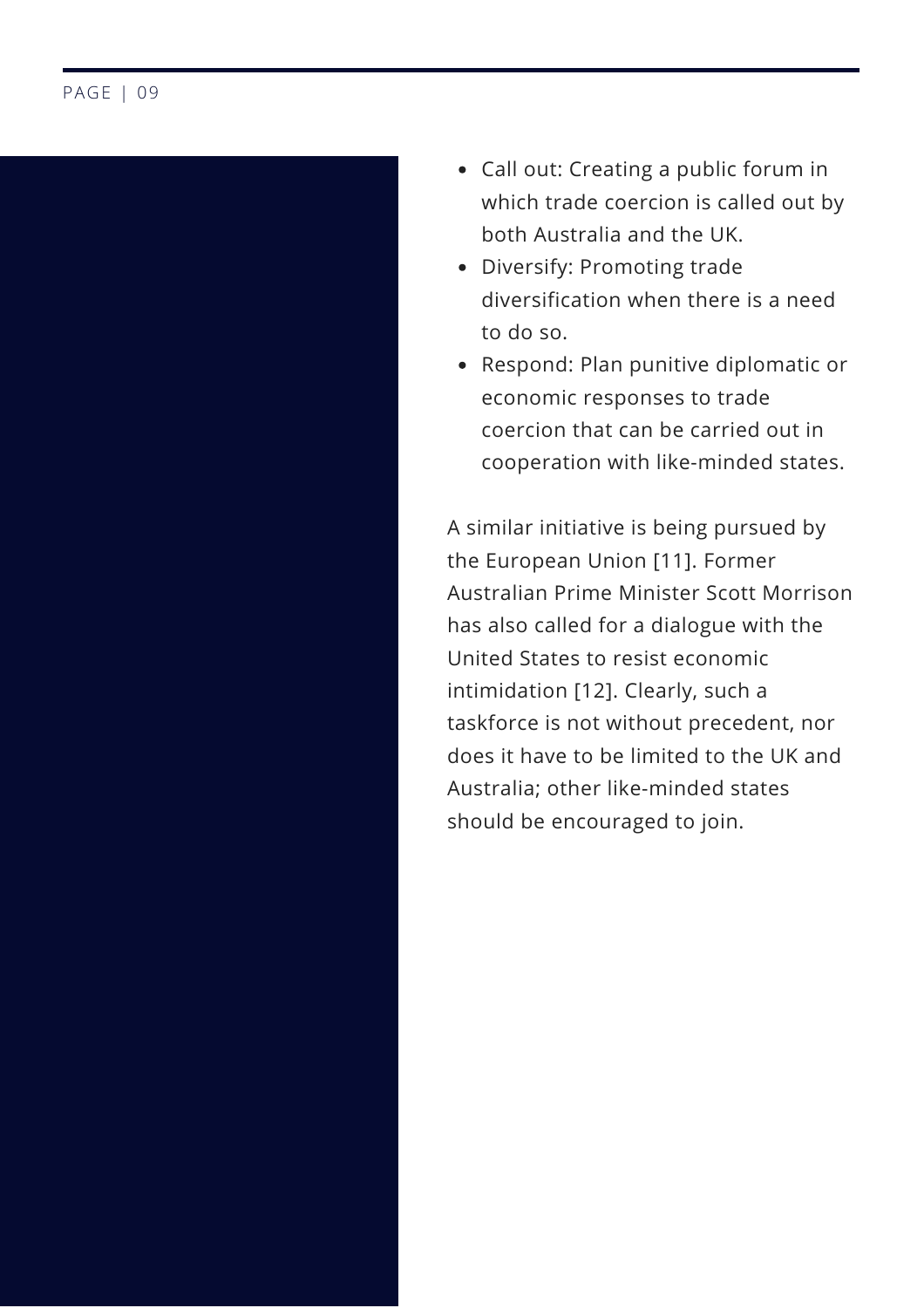- Call out: Creating a public forum in which trade coercion is called out by both Australia and the UK.
- Diversify: Promoting trade diversification when there is a need to do so.
- Respond: Plan punitive diplomatic or economic responses to trade coercion that can be carried out in cooperation with like-minded states.

A similar initiative is being pursued by the European Union [11]. Former Australian Prime Minister Scott Morrison has also called for a dialogue with the United States to resist economic intimidation [12]. Clearly, such a taskforce is not without precedent, nor does it have to be limited to the UK and Australia; other like-minded states should be encouraged to join.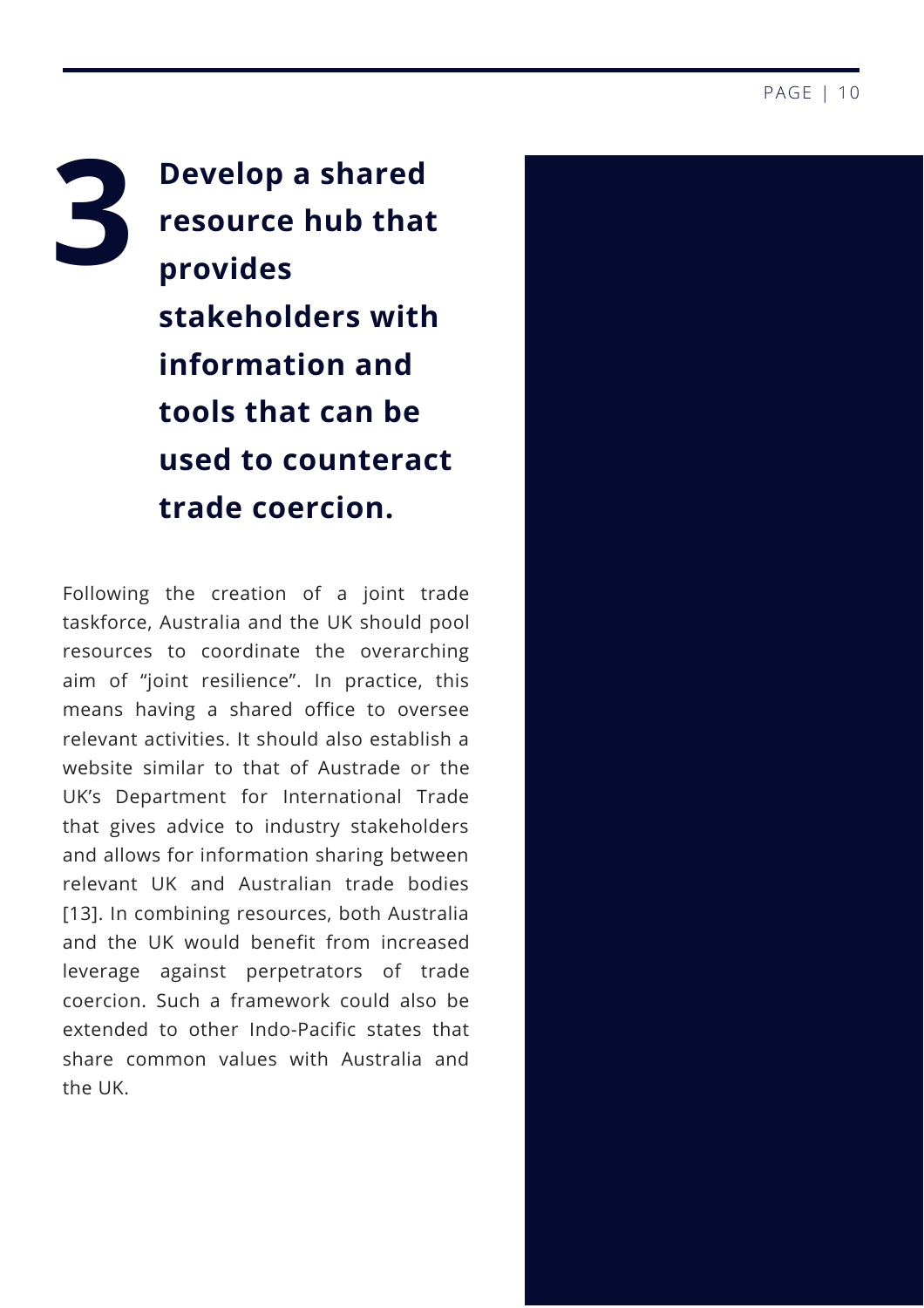## 3 Develop a shared resource hub that provides stakeholders with information and tools that can be used to counteract trade coercion.

Following the creation of a joint trade taskforce, Australia and the UK should pool resources to coordinate the overarching aim of "joint resilience". In practice, this means having a shared office to oversee relevant activities. It should also establish a website similar to that of Austrade or the UK's Department for International Trade that gives advice to industry stakeholders and allows for information sharing between relevant UK and Australian trade bodies [13]. In combining resources, both Australia and the UK would benefit from increased leverage against perpetrators of trade coercion. Such a framework could also be extended to other Indo-Pacific states that share common values with Australia and the UK.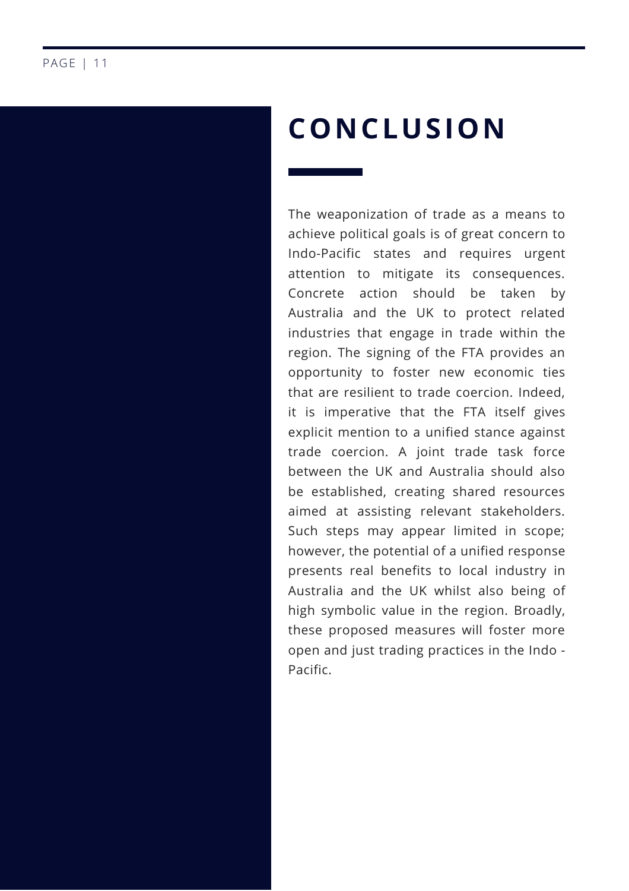# CONCLUSION

The weaponization of trade as a means to achieve political goals is of great concern to Indo-Pacific states and requires urgent attention to mitigate its consequences. Concrete action should be taken by Australia and the UK to protect related industries that engage in trade within the region. The signing of the FTA provides an opportunity to foster new economic ties that are resilient to trade coercion. Indeed, it is imperative that the FTA itself gives explicit mention to a unified stance against trade coercion. A joint trade task force between the UK and Australia should also be established, creating shared resources aimed at assisting relevant stakeholders. Such steps may appear limited in scope; however, the potential of a unified response presents real benefits to local industry in Australia and the UK whilst also being of high symbolic value in the region. Broadly, these proposed measures will foster more open and just trading practices in the Indo - Pacific.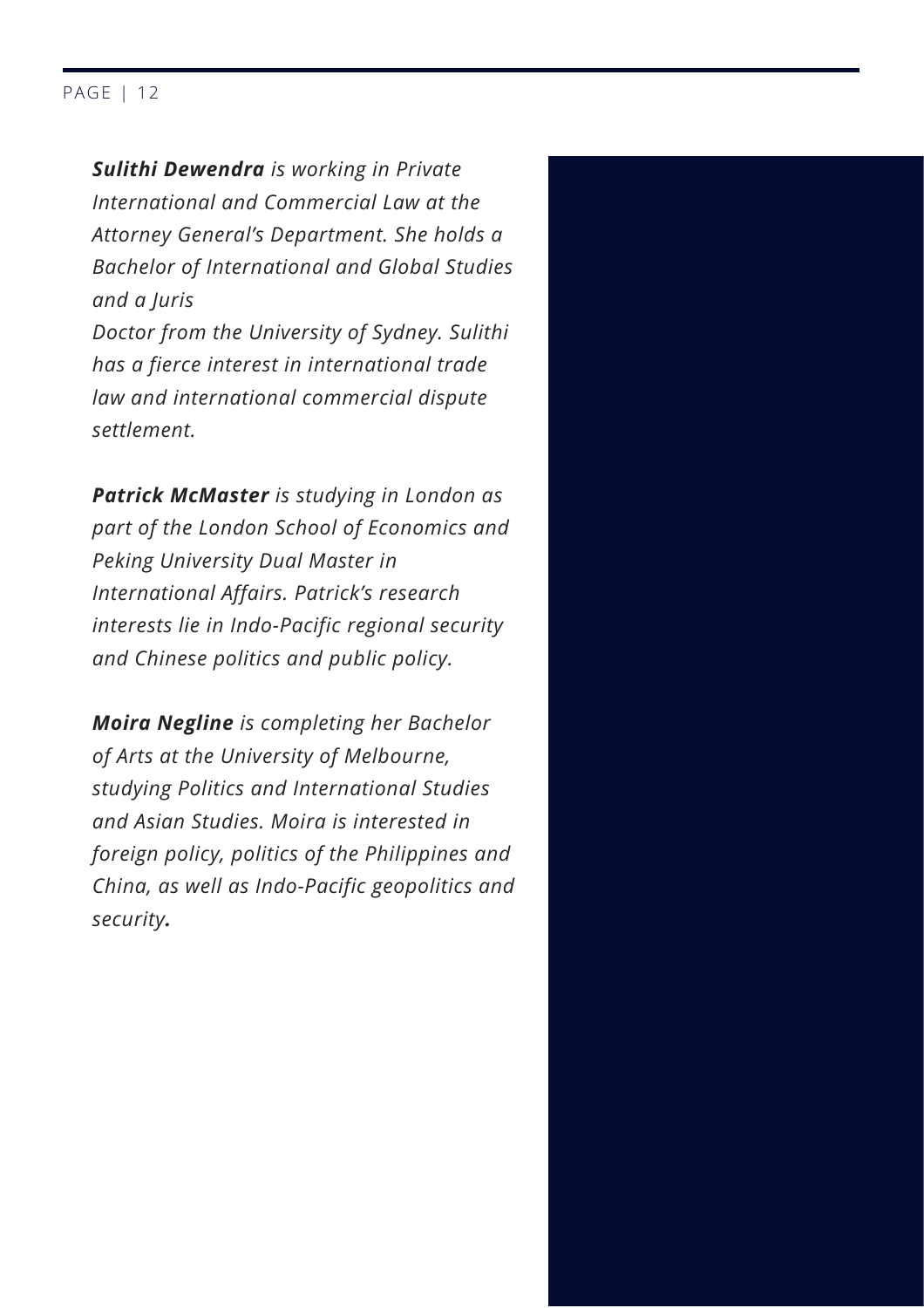***Sulithi Dewendra** is working in Private International and Commercial Law at the Attorney General's Department. She holds a Bachelor of International and Global Studies and a Juris Doctor from the University of Sydney. Sulithi has a fierce interest in international trade law and international commercial dispute settlement.*

***Patrick McMaster** is studying in London as part of the London School of Economics and Peking University Dual Master in International Affairs. Patrick's research interests lie in Indo-Pacific regional security and Chinese politics and public policy.*

***Moira Negline** is completing her Bachelor of Arts at the University of Melbourne, studying Politics and International Studies and Asian Studies. Moira is interested in foreign policy, politics of the Philippines and China, as well as Indo-Pacific geopolitics and security.*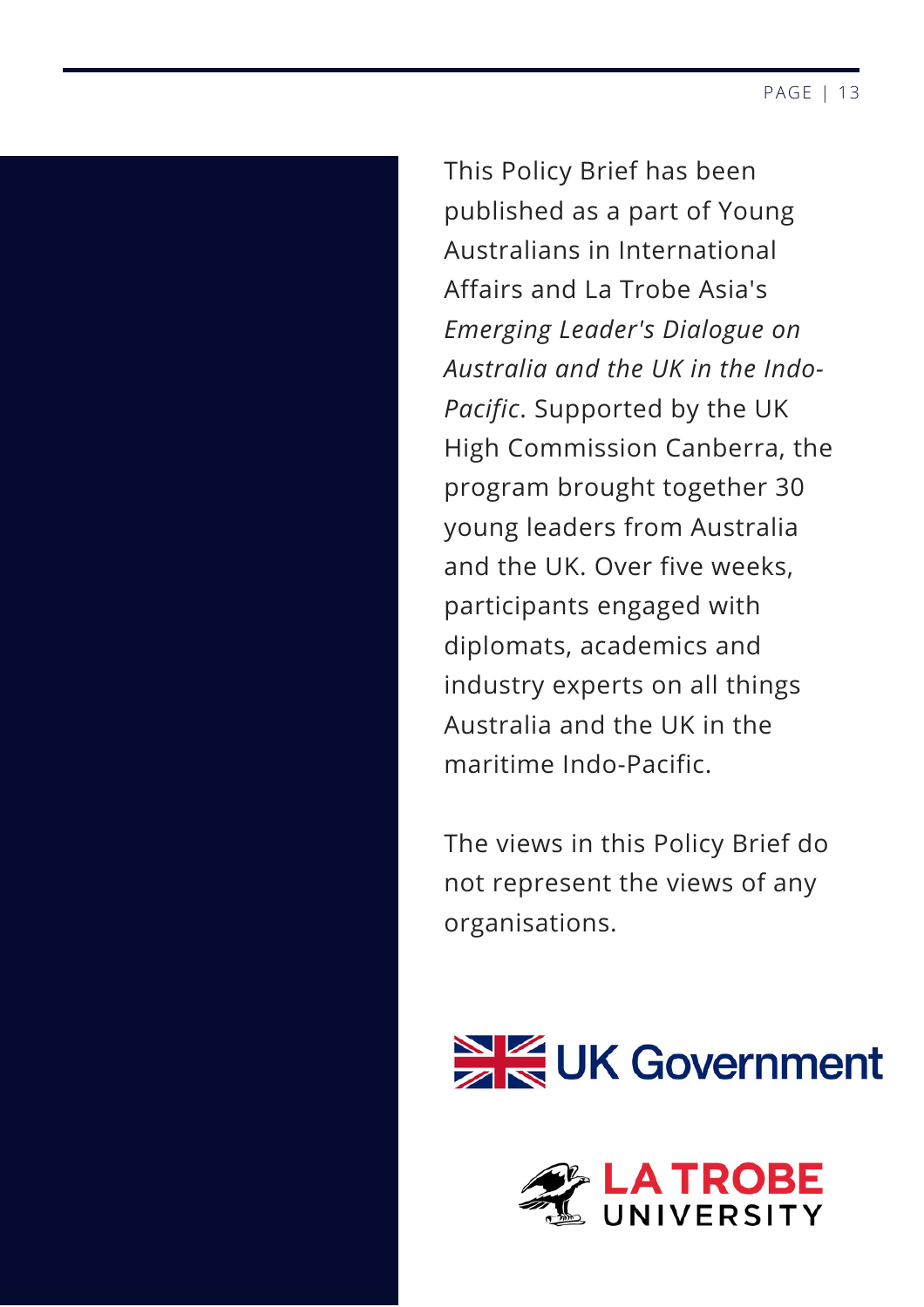This Policy Brief has been published as a part of Young Australians in International Affairs and La Trobe Asia's *Emerging Leader's Dialogue on Australia and the UK in the Indo-Pacific*. Supported by the UK High Commission Canberra, the program brought together 30 young leaders from Australia and the UK. Over five weeks, participants engaged with diplomats, academics and industry experts on all things Australia and the UK in the maritime Indo-Pacific.

The views in this Policy Brief do not represent the views of any organisations.

UK Government

LA TROBE UNIVERSITY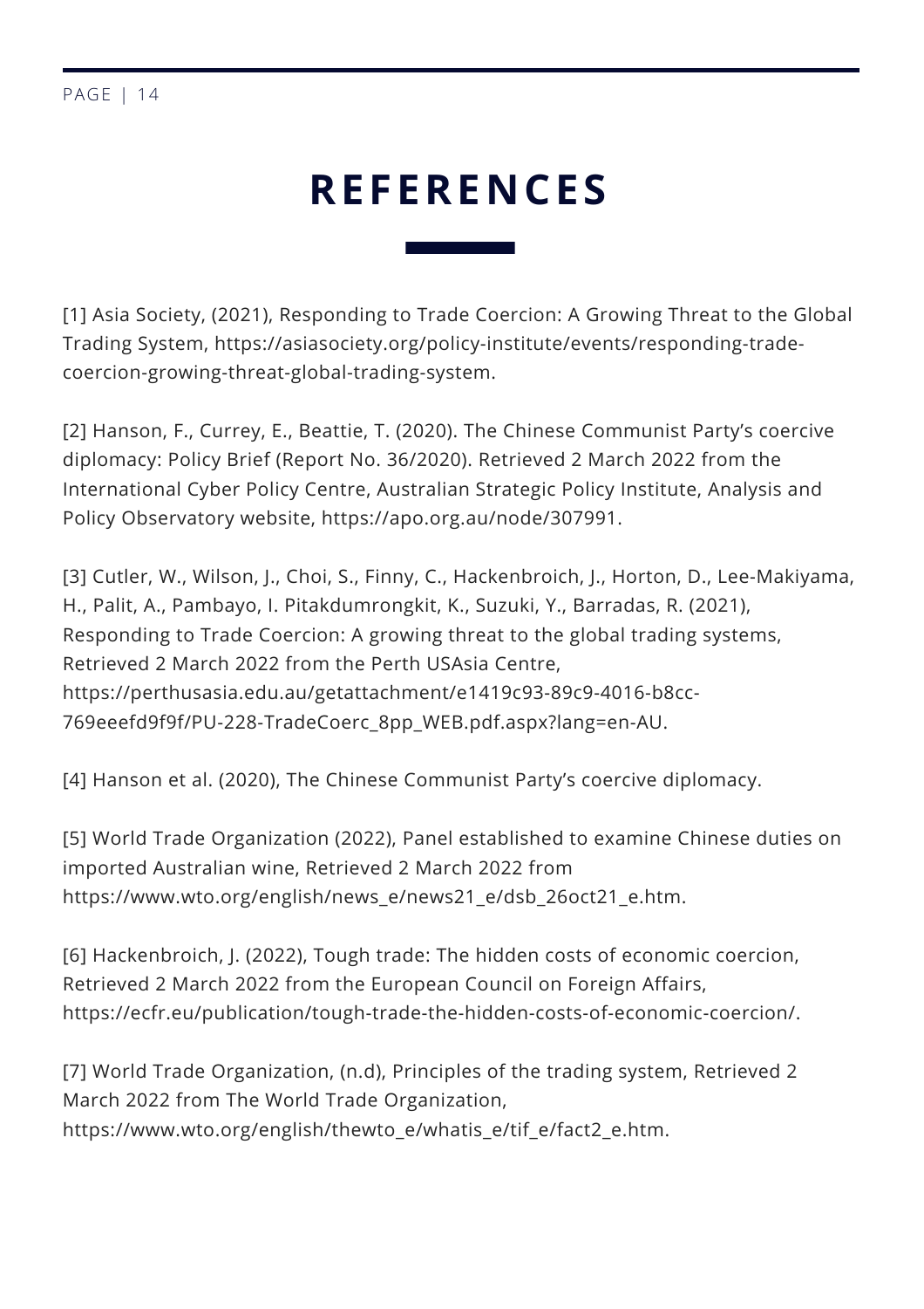# REFERENCES

[1] Asia Society, (2021), Responding to Trade Coercion: A Growing Threat to the Global Trading System, https://asiasociety.org/policy-institute/events/responding-trade-coercion-growing-threat-global-trading-system.

[2] Hanson, F., Currey, E., Beattie, T. (2020). The Chinese Communist Party's coercive diplomacy: Policy Brief (Report No. 36/2020). Retrieved 2 March 2022 from the International Cyber Policy Centre, Australian Strategic Policy Institute, Analysis and Policy Observatory website, https://apo.org.au/node/307991.

[3] Cutler, W., Wilson, J., Choi, S., Finny, C., Hackenbroich, J., Horton, D., Lee-Makiyama, H., Palit, A., Pambayo, I. Pitakdumrongkit, K., Suzuki, Y., Barradas, R. (2021), Responding to Trade Coercion: A growing threat to the global trading systems, Retrieved 2 March 2022 from the Perth USAsia Centre, https://perthusasia.edu.au/getattachment/e1419c93-89c9-4016-b8cc-769eeefd9f9f/PU-228-TradeCoerc_8pp_WEB.pdf.aspx?lang=en-AU.

[4] Hanson et al. (2020), The Chinese Communist Party's coercive diplomacy.

[5] World Trade Organization (2022), Panel established to examine Chinese duties on imported Australian wine, Retrieved 2 March 2022 from https://www.wto.org/english/news_e/news21_e/dsb_26oct21_e.htm.

[6] Hackenbroich, J. (2022), Tough trade: The hidden costs of economic coercion, Retrieved 2 March 2022 from the European Council on Foreign Affairs, https://ecfr.eu/publication/tough-trade-the-hidden-costs-of-economic-coercion/.

[7] World Trade Organization, (n.d), Principles of the trading system, Retrieved 2 March 2022 from The World Trade Organization, https://www.wto.org/english/thewto_e/whatis_e/tif_e/fact2_e.htm.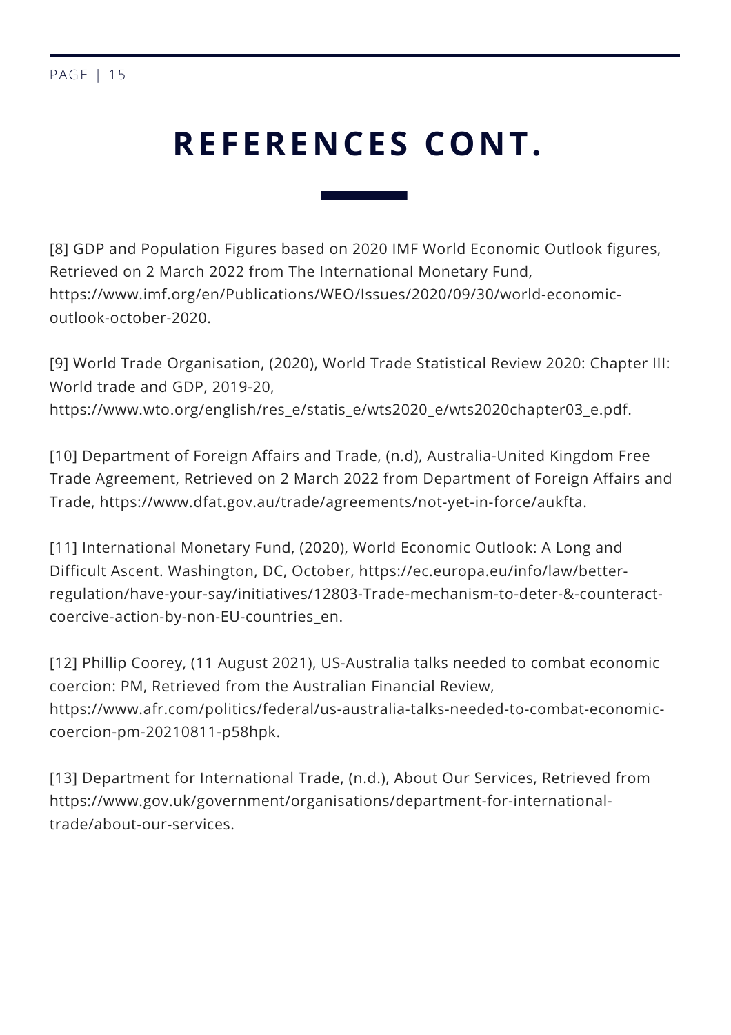# REFERENCES CONT.

[8] GDP and Population Figures based on 2020 IMF World Economic Outlook figures, Retrieved on 2 March 2022 from The International Monetary Fund, https://www.imf.org/en/Publications/WEO/Issues/2020/09/30/world-economic-outlook-october-2020.

[9] World Trade Organisation, (2020), World Trade Statistical Review 2020: Chapter III: World trade and GDP, 2019-20, https://www.wto.org/english/res_e/statis_e/wts2020_e/wts2020chapter03_e.pdf.

[10] Department of Foreign Affairs and Trade, (n.d), Australia-United Kingdom Free Trade Agreement, Retrieved on 2 March 2022 from Department of Foreign Affairs and Trade, https://www.dfat.gov.au/trade/agreements/not-yet-in-force/aukfta.

[11] International Monetary Fund, (2020), World Economic Outlook: A Long and Difficult Ascent. Washington, DC, October, https://ec.europa.eu/info/law/better-regulation/have-your-say/initiatives/12803-Trade-mechanism-to-deter-&-counteract-coercive-action-by-non-EU-countries_en.

[12] Phillip Coorey, (11 August 2021), US-Australia talks needed to combat economic coercion: PM, Retrieved from the Australian Financial Review, https://www.afr.com/politics/federal/us-australia-talks-needed-to-combat-economic-coercion-pm-20210811-p58hpk.

[13] Department for International Trade, (n.d.), About Our Services, Retrieved from https://www.gov.uk/government/organisations/department-for-international-trade/about-our-services.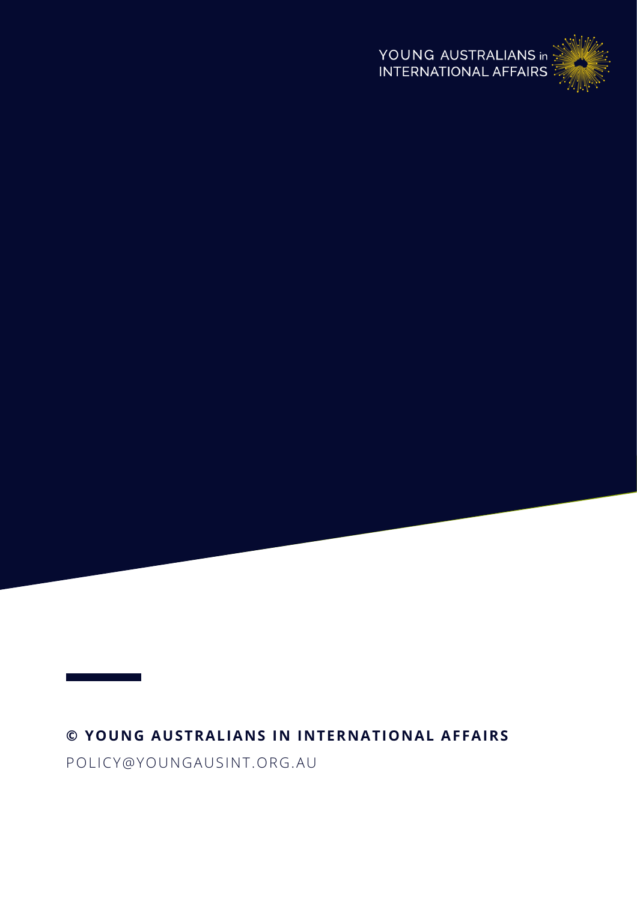YOUNG AUSTRALIANS in INTERNATIONAL AFFAIRS

**© YOUNG AUSTRALIANS IN INTERNATIONAL AFFAIRS**

POLICY@YOUNGAUSINT.ORG.AU